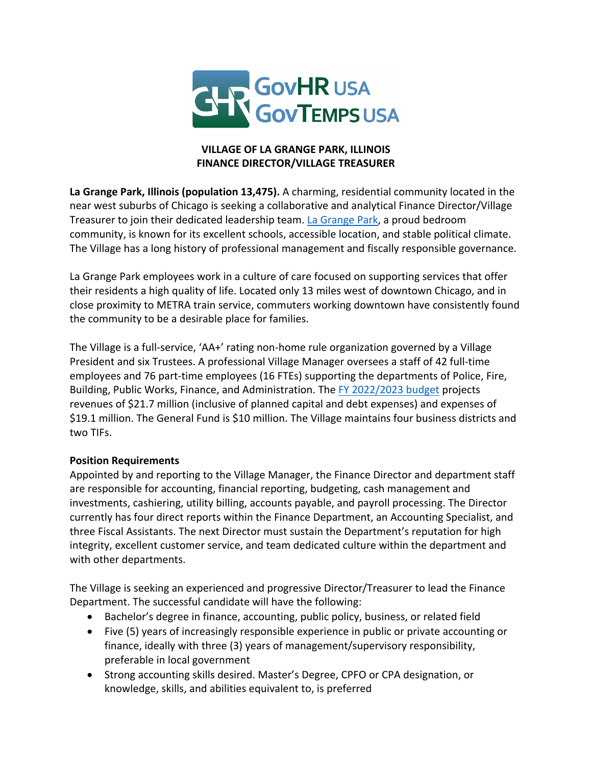GovHR USA
GovTemps USA

**VILLAGE OF LA GRANGE PARK, ILLINOIS**
**FINANCE DIRECTOR/VILLAGE TREASURER**

**La Grange Park, Illinois (population 13,475).** A charming, residential community located in the near west suburbs of Chicago is seeking a collaborative and analytical Finance Director/Village Treasurer to join their dedicated leadership team. La Grange Park, a proud bedroom community, is known for its excellent schools, accessible location, and stable political climate. The Village has a long history of professional management and fiscally responsible governance.

La Grange Park employees work in a culture of care focused on supporting services that offer their residents a high quality of life. Located only 13 miles west of downtown Chicago, and in close proximity to METRA train service, commuters working downtown have consistently found the community to be a desirable place for families.

The Village is a full-service, 'AA+' rating non-home rule organization governed by a Village President and six Trustees. A professional Village Manager oversees a staff of 42 full-time employees and 76 part-time employees (16 FTEs) supporting the departments of Police, Fire, Building, Public Works, Finance, and Administration. The FY 2022/2023 budget projects revenues of $21.7 million (inclusive of planned capital and debt expenses) and expenses of $19.1 million. The General Fund is $10 million. The Village maintains four business districts and two TIFs.

**Position Requirements**

Appointed by and reporting to the Village Manager, the Finance Director and department staff are responsible for accounting, financial reporting, budgeting, cash management and investments, cashiering, utility billing, accounts payable, and payroll processing. The Director currently has four direct reports within the Finance Department, an Accounting Specialist, and three Fiscal Assistants. The next Director must sustain the Department's reputation for high integrity, excellent customer service, and team dedicated culture within the department and with other departments.

The Village is seeking an experienced and progressive Director/Treasurer to lead the Finance Department. The successful candidate will have the following:

- Bachelor's degree in finance, accounting, public policy, business, or related field
- Five (5) years of increasingly responsible experience in public or private accounting or finance, ideally with three (3) years of management/supervisory responsibility, preferable in local government
- Strong accounting skills desired. Master's Degree, CPFO or CPA designation, or knowledge, skills, and abilities equivalent to, is preferred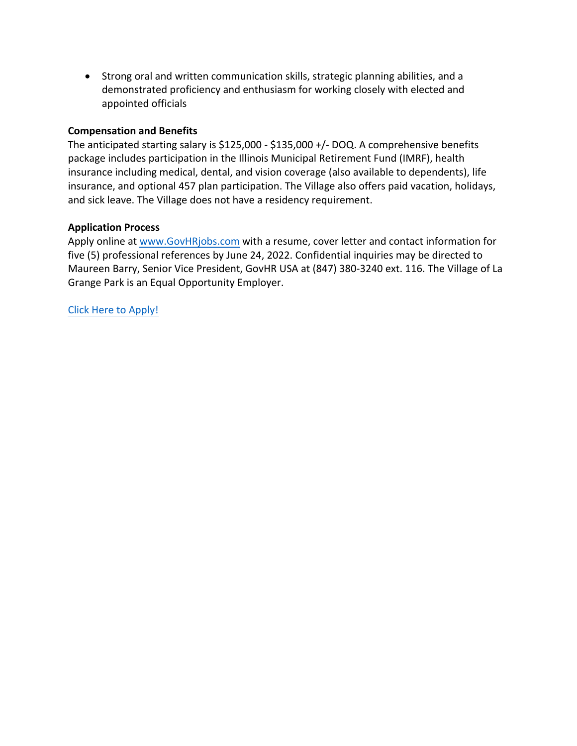- Strong oral and written communication skills, strategic planning abilities, and a demonstrated proficiency and enthusiasm for working closely with elected and appointed officials

**Compensation and Benefits**

The anticipated starting salary is $125,000 - $135,000 +/- DOQ. A comprehensive benefits package includes participation in the Illinois Municipal Retirement Fund (IMRF), health insurance including medical, dental, and vision coverage (also available to dependents), life insurance, and optional 457 plan participation. The Village also offers paid vacation, holidays, and sick leave. The Village does not have a residency requirement.

**Application Process**

Apply online at [www.GovHRjobs.com](www.GovHRjobs.com) with a resume, cover letter and contact information for five (5) professional references by June 24, 2022. Confidential inquiries may be directed to Maureen Barry, Senior Vice President, GovHR USA at (847) 380-3240 ext. 116. The Village of La Grange Park is an Equal Opportunity Employer.

Click Here to Apply!